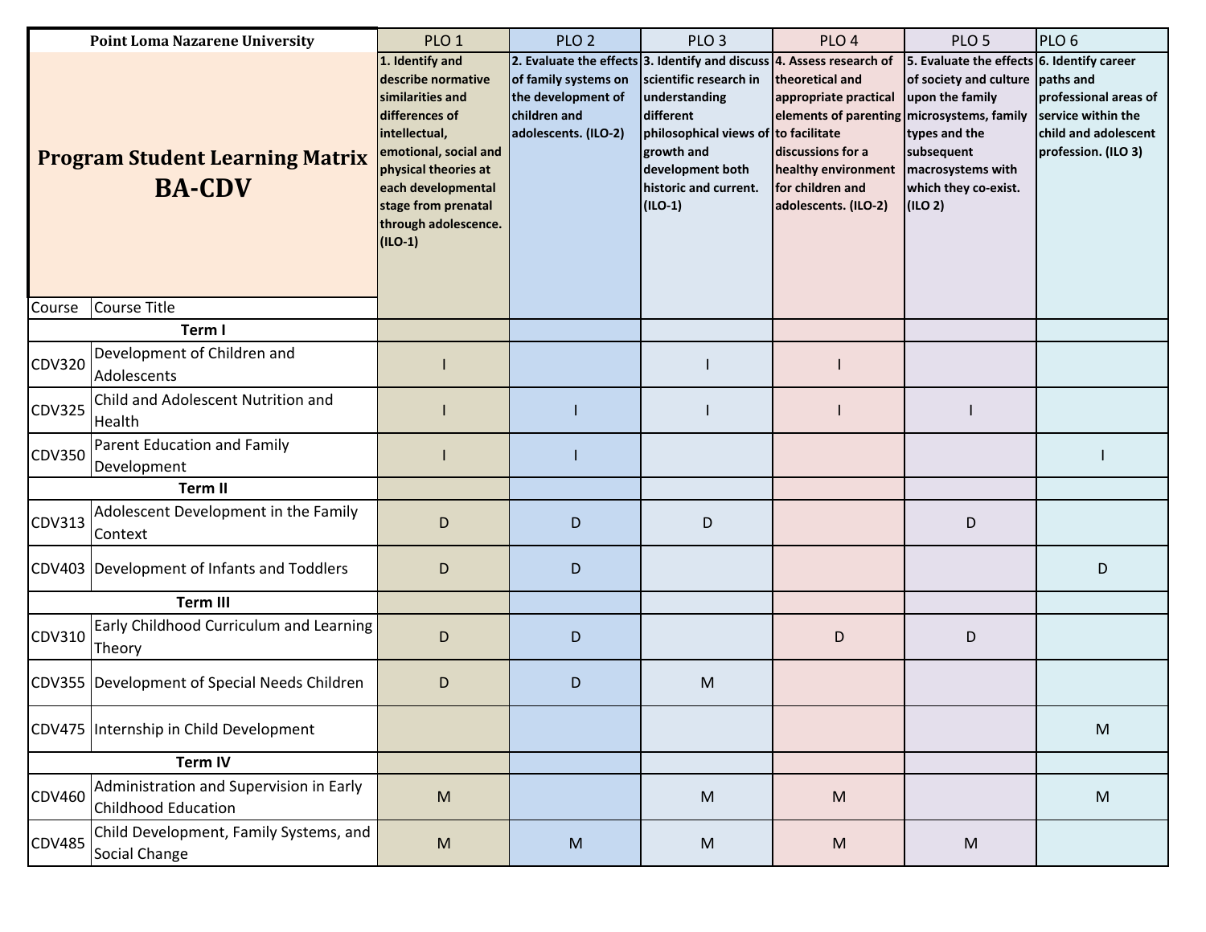# Point Loma Nazarene University

## Program Student Learning Matrix BA-CDV

| Course | Course Title | PLO 1 | PLO 2 | PLO 3 | PLO 4 | PLO 5 | PLO 6 |
|---|---|---|---|---|---|---|---|
| | | **1. Identify and describe normative similarities and differences of intellectual, emotional, social and physical theories at each developmental stage from prenatal through adolescence. (ILO-1)** | **2. Evaluate the effects of family systems on the development of children and adolescents. (ILO-2)** | **3. Identify and discuss scientific research in understanding different philosophical views of growth and development both historic and current. (ILO-1)** | **4. Assess research of theoretical and appropriate practical elements of parenting to facilitate discussions for a healthy environment for children and adolescents. (ILO-2)** | **5. Evaluate the effects of society and culture upon the family microsystems, family types and the subsequent macrosystems with which they co-exist. (ILO 2)** | **6. Identify career paths and professional areas of service within the child and adolescent profession. (ILO 3)** |
| **Term I** | | | | | | | |
| CDV320 | Development of Children and Adolescents | I | | I | I | | |
| CDV325 | Child and Adolescent Nutrition and Health | I | I | I | I | I | |
| CDV350 | Parent Education and Family Development | I | I | | | | I |
| **Term II** | | | | | | | |
| CDV313 | Adolescent Development in the Family Context | D | D | D | | D | |
| CDV403 | Development of Infants and Toddlers | D | D | | | | D |
| **Term III** | | | | | | | |
| CDV310 | Early Childhood Curriculum and Learning Theory | D | D | | D | D | |
| CDV355 | Development of Special Needs Children | D | D | M | | | |
| CDV475 | Internship in Child Development | | | | | | M |
| **Term IV** | | | | | | | |
| CDV460 | Administration and Supervision in Early Childhood Education | M | | M | M | | M |
| CDV485 | Child Development, Family Systems, and Social Change | M | M | M | M | M | |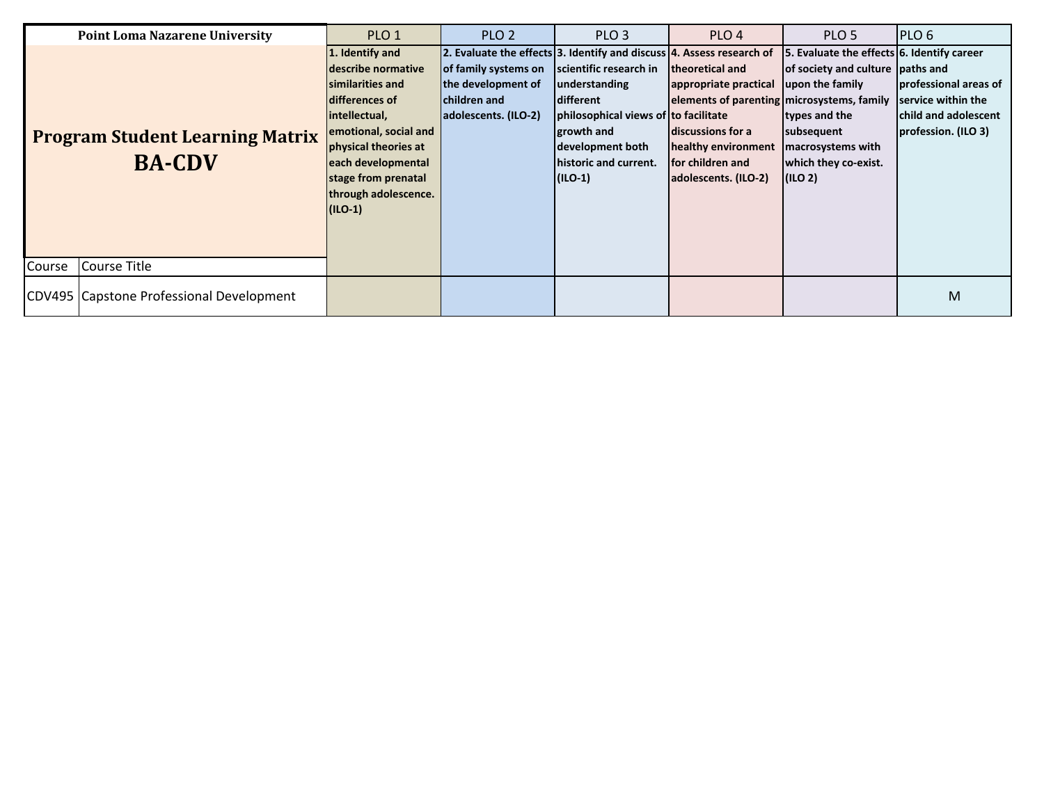| Point Loma Nazarene University | | PLO 1 | PLO 2 | PLO 3 | PLO 4 | PLO 5 | PLO 6 |
|---|---|---|---|---|---|---|---|
| **Program Student Learning Matrix BA-CDV** | | **1. Identify and describe normative similarities and differences of intellectual, emotional, social and physical theories at each developmental stage from prenatal through adolescence. (ILO-1)** | **2. Evaluate the effects of family systems on the development of children and adolescents. (ILO-2)** | **3. Identify and discuss scientific research in understanding different philosophical views of growth and development both historic and current. (ILO-1)** | **4. Assess research of theoretical and appropriate practical elements of parenting to facilitate discussions for a healthy environment for children and adolescents. (ILO-2)** | **5. Evaluate the effects of society and culture upon the family microsystems, family types and the subsequent macrosystems with which they co-exist. (ILO 2)** | **6. Identify career paths and professional areas of service within the child and adolescent profession. (ILO 3)** |
| Course | Course Title | | | | | | |
| CDV495 | Capstone Professional Development | | | | | | M |